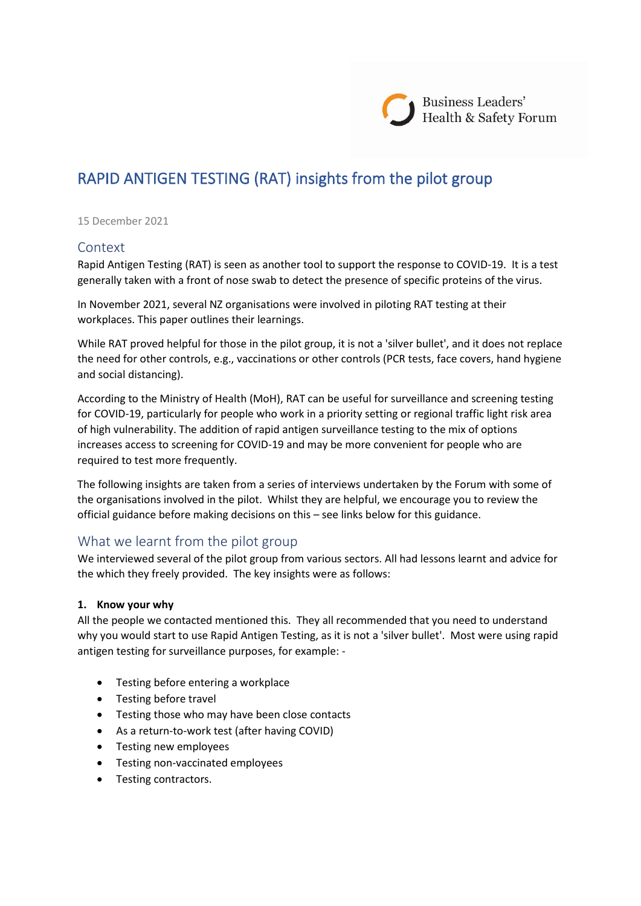Business Leaders' Health & Safety Forum

# RAPID ANTIGEN TESTING (RAT) insights from the pilot group

15 December 2021

## Context

Rapid Antigen Testing (RAT) is seen as another tool to support the response to COVID-19. It is a test generally taken with a front of nose swab to detect the presence of specific proteins of the virus.

In November 2021, several NZ organisations were involved in piloting RAT testing at their workplaces. This paper outlines their learnings.

While RAT proved helpful for those in the pilot group, it is not a 'silver bullet', and it does not replace the need for other controls, e.g., vaccinations or other controls (PCR tests, face covers, hand hygiene and social distancing).

According to the Ministry of Health (MoH), RAT can be useful for surveillance and screening testing for COVID-19, particularly for people who work in a priority setting or regional traffic light risk area of high vulnerability. The addition of rapid antigen surveillance testing to the mix of options increases access to screening for COVID-19 and may be more convenient for people who are required to test more frequently.

The following insights are taken from a series of interviews undertaken by the Forum with some of the organisations involved in the pilot. Whilst they are helpful, we encourage you to review the official guidance before making decisions on this – see links below for this guidance.

## What we learnt from the pilot group

We interviewed several of the pilot group from various sectors. All had lessons learnt and advice for the which they freely provided. The key insights were as follows:

### 1. Know your why

All the people we contacted mentioned this. They all recommended that you need to understand why you would start to use Rapid Antigen Testing, as it is not a 'silver bullet'. Most were using rapid antigen testing for surveillance purposes, for example: -

- Testing before entering a workplace
- Testing before travel
- Testing those who may have been close contacts
- As a return-to-work test (after having COVID)
- Testing new employees
- Testing non-vaccinated employees
- Testing contractors.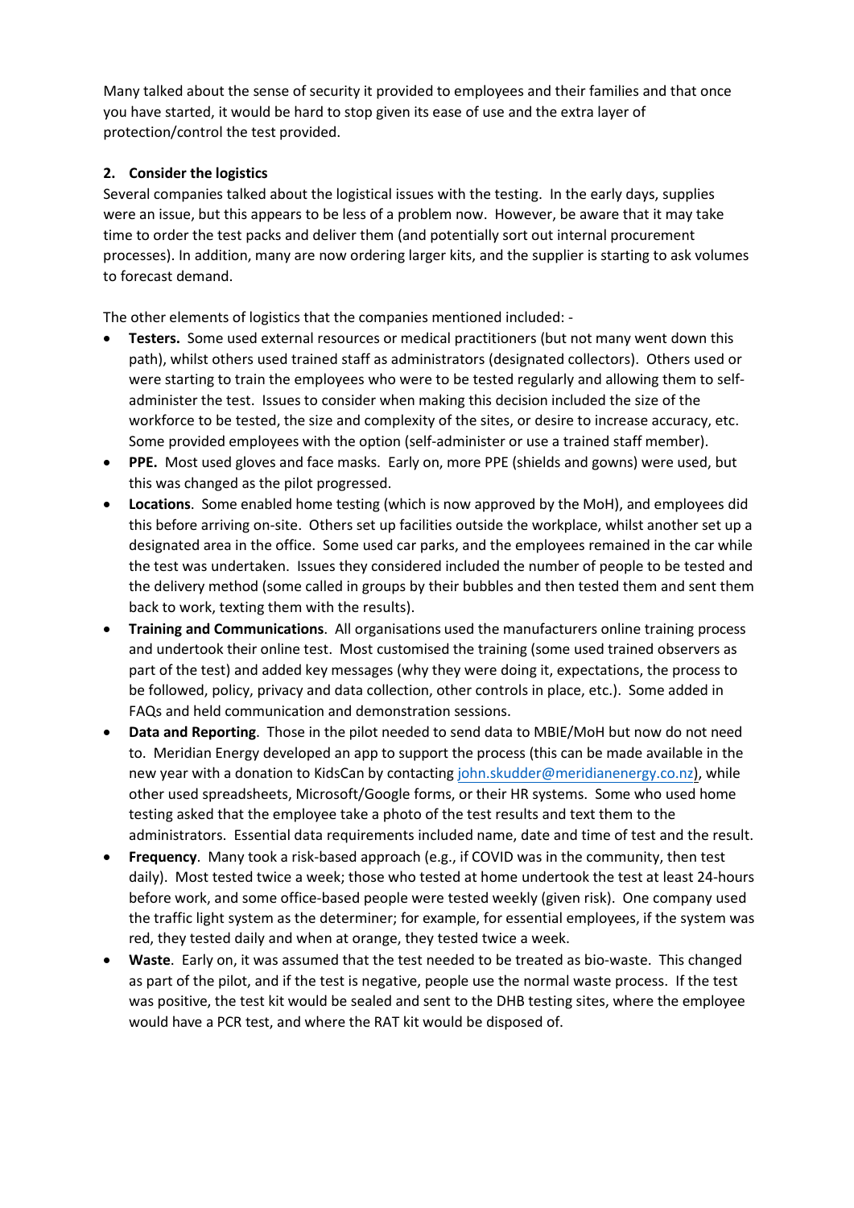Many talked about the sense of security it provided to employees and their families and that once you have started, it would be hard to stop given its ease of use and the extra layer of protection/control the test provided.

**2. Consider the logistics**

Several companies talked about the logistical issues with the testing. In the early days, supplies were an issue, but this appears to be less of a problem now. However, be aware that it may take time to order the test packs and deliver them (and potentially sort out internal procurement processes). In addition, many are now ordering larger kits, and the supplier is starting to ask volumes to forecast demand.

The other elements of logistics that the companies mentioned included: -

- **Testers.** Some used external resources or medical practitioners (but not many went down this path), whilst others used trained staff as administrators (designated collectors). Others used or were starting to train the employees who were to be tested regularly and allowing them to self-administer the test. Issues to consider when making this decision included the size of the workforce to be tested, the size and complexity of the sites, or desire to increase accuracy, etc. Some provided employees with the option (self-administer or use a trained staff member).
- **PPE.** Most used gloves and face masks. Early on, more PPE (shields and gowns) were used, but this was changed as the pilot progressed.
- **Locations**. Some enabled home testing (which is now approved by the MoH), and employees did this before arriving on-site. Others set up facilities outside the workplace, whilst another set up a designated area in the office. Some used car parks, and the employees remained in the car while the test was undertaken. Issues they considered included the number of people to be tested and the delivery method (some called in groups by their bubbles and then tested them and sent them back to work, texting them with the results).
- **Training and Communications**. All organisations used the manufacturers online training process and undertook their online test. Most customised the training (some used trained observers as part of the test) and added key messages (why they were doing it, expectations, the process to be followed, policy, privacy and data collection, other controls in place, etc.). Some added in FAQs and held communication and demonstration sessions.
- **Data and Reporting**. Those in the pilot needed to send data to MBIE/MoH but now do not need to. Meridian Energy developed an app to support the process (this can be made available in the new year with a donation to KidsCan by contacting john.skudder@meridianenergy.co.nz), while other used spreadsheets, Microsoft/Google forms, or their HR systems. Some who used home testing asked that the employee take a photo of the test results and text them to the administrators. Essential data requirements included name, date and time of test and the result.
- **Frequency**. Many took a risk-based approach (e.g., if COVID was in the community, then test daily). Most tested twice a week; those who tested at home undertook the test at least 24-hours before work, and some office-based people were tested weekly (given risk). One company used the traffic light system as the determiner; for example, for essential employees, if the system was red, they tested daily and when at orange, they tested twice a week.
- **Waste**. Early on, it was assumed that the test needed to be treated as bio-waste. This changed as part of the pilot, and if the test is negative, people use the normal waste process. If the test was positive, the test kit would be sealed and sent to the DHB testing sites, where the employee would have a PCR test, and where the RAT kit would be disposed of.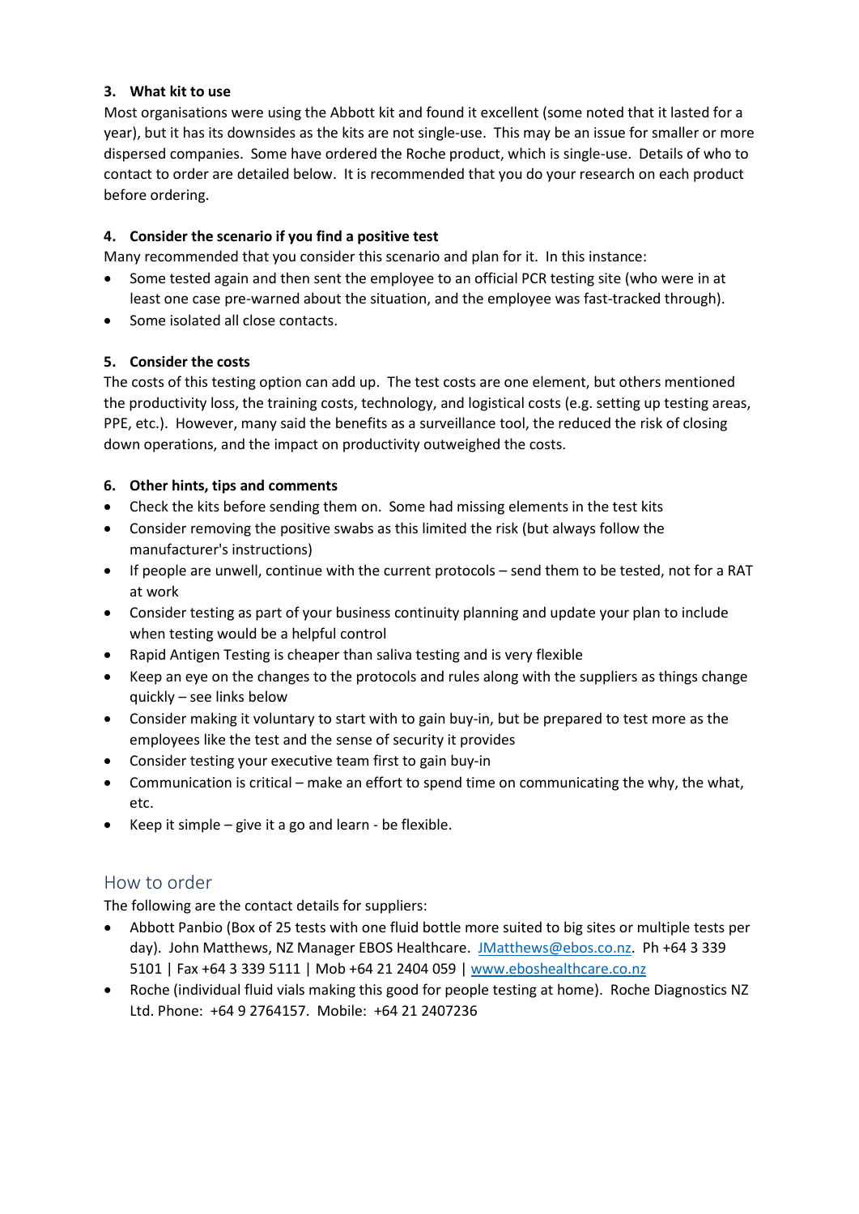### 3. What kit to use

Most organisations were using the Abbott kit and found it excellent (some noted that it lasted for a year), but it has its downsides as the kits are not single-use. This may be an issue for smaller or more dispersed companies. Some have ordered the Roche product, which is single-use. Details of who to contact to order are detailed below. It is recommended that you do your research on each product before ordering.

### 4. Consider the scenario if you find a positive test

Many recommended that you consider this scenario and plan for it. In this instance:

- Some tested again and then sent the employee to an official PCR testing site (who were in at least one case pre-warned about the situation, and the employee was fast-tracked through).
- Some isolated all close contacts.

### 5. Consider the costs

The costs of this testing option can add up. The test costs are one element, but others mentioned the productivity loss, the training costs, technology, and logistical costs (e.g. setting up testing areas, PPE, etc.). However, many said the benefits as a surveillance tool, the reduced the risk of closing down operations, and the impact on productivity outweighed the costs.

### 6. Other hints, tips and comments

- Check the kits before sending them on. Some had missing elements in the test kits
- Consider removing the positive swabs as this limited the risk (but always follow the manufacturer's instructions)
- If people are unwell, continue with the current protocols – send them to be tested, not for a RAT at work
- Consider testing as part of your business continuity planning and update your plan to include when testing would be a helpful control
- Rapid Antigen Testing is cheaper than saliva testing and is very flexible
- Keep an eye on the changes to the protocols and rules along with the suppliers as things change quickly – see links below
- Consider making it voluntary to start with to gain buy-in, but be prepared to test more as the employees like the test and the sense of security it provides
- Consider testing your executive team first to gain buy-in
- Communication is critical – make an effort to spend time on communicating the why, the what, etc.
- Keep it simple – give it a go and learn - be flexible.

## How to order

The following are the contact details for suppliers:

- Abbott Panbio (Box of 25 tests with one fluid bottle more suited to big sites or multiple tests per day). John Matthews, NZ Manager EBOS Healthcare. JMatthews@ebos.co.nz. Ph +64 3 339 5101 | Fax +64 3 339 5111 | Mob +64 21 2404 059 | www.eboshealthcare.co.nz
- Roche (individual fluid vials making this good for people testing at home). Roche Diagnostics NZ Ltd. Phone: +64 9 2764157. Mobile: +64 21 2407236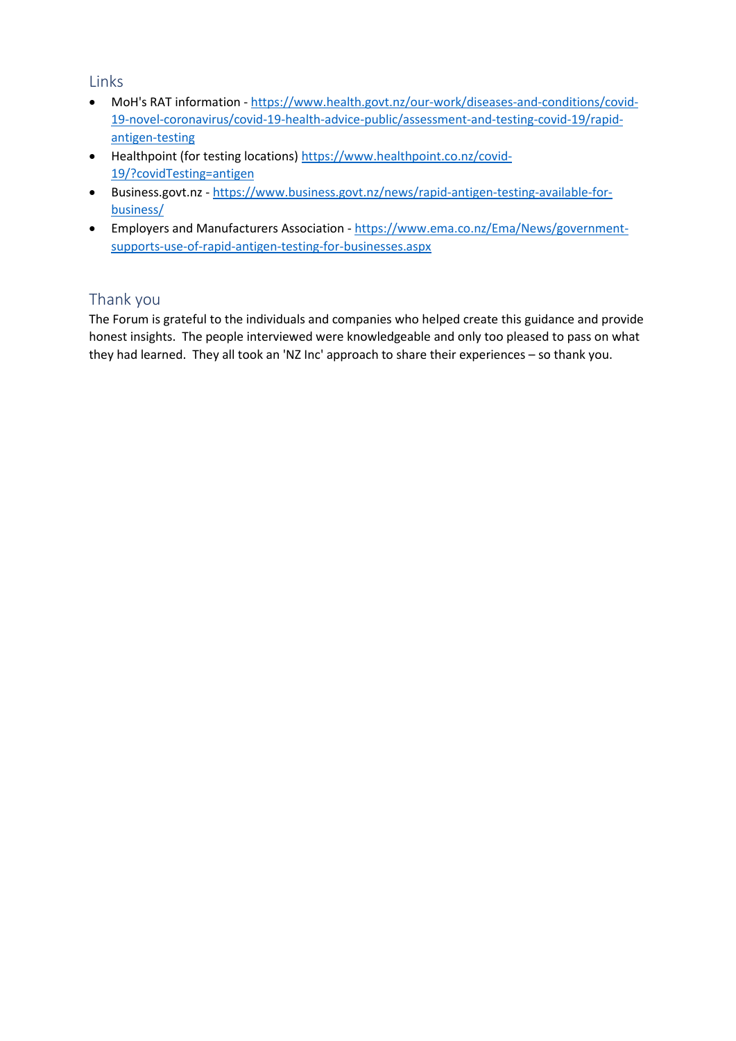## Links

- MoH's RAT information - https://www.health.govt.nz/our-work/diseases-and-conditions/covid-19-novel-coronavirus/covid-19-health-advice-public/assessment-and-testing-covid-19/rapid-antigen-testing
- Healthpoint (for testing locations) https://www.healthpoint.co.nz/covid-19/?covidTesting=antigen
- Business.govt.nz - https://www.business.govt.nz/news/rapid-antigen-testing-available-for-business/
- Employers and Manufacturers Association - https://www.ema.co.nz/Ema/News/government-supports-use-of-rapid-antigen-testing-for-businesses.aspx

## Thank you

The Forum is grateful to the individuals and companies who helped create this guidance and provide honest insights. The people interviewed were knowledgeable and only too pleased to pass on what they had learned. They all took an 'NZ Inc' approach to share their experiences – so thank you.